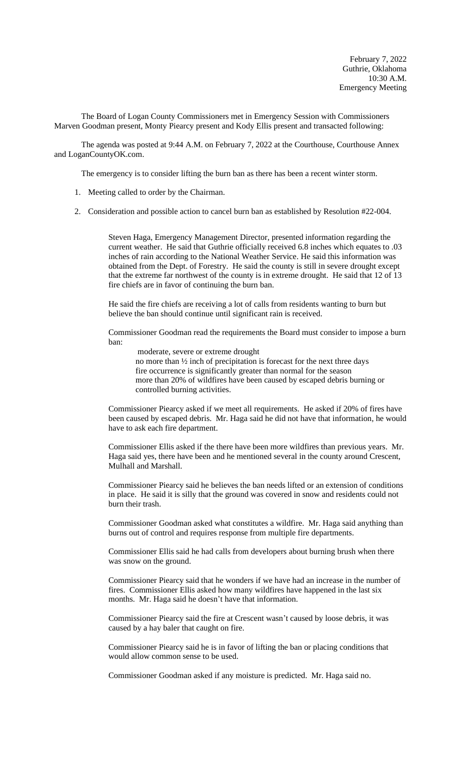February 7, 2022
Guthrie, Oklahoma
10:30 A.M.
Emergency Meeting

The Board of Logan County Commissioners met in Emergency Session with Commissioners Marven Goodman present, Monty Piearcy present and Kody Ellis present and transacted following:

The agenda was posted at 9:44 A.M. on February 7, 2022 at the Courthouse, Courthouse Annex and LoganCountyOK.com.

The emergency is to consider lifting the burn ban as there has been a recent winter storm.

1. Meeting called to order by the Chairman.

2. Consideration and possible action to cancel burn ban as established by Resolution #22-004.

   Steven Haga, Emergency Management Director, presented information regarding the current weather. He said that Guthrie officially received 6.8 inches which equates to .03 inches of rain according to the National Weather Service. He said this information was obtained from the Dept. of Forestry. He said the county is still in severe drought except that the extreme far northwest of the county is in extreme drought. He said that 12 of 13 fire chiefs are in favor of continuing the burn ban.

   He said the fire chiefs are receiving a lot of calls from residents wanting to burn but believe the ban should continue until significant rain is received.

   Commissioner Goodman read the requirements the Board must consider to impose a burn ban:

   moderate, severe or extreme drought
   no more than ½ inch of precipitation is forecast for the next three days
   fire occurrence is significantly greater than normal for the season
   more than 20% of wildfires have been caused by escaped debris burning or controlled burning activities.

   Commissioner Piearcy asked if we meet all requirements. He asked if 20% of fires have been caused by escaped debris. Mr. Haga said he did not have that information, he would have to ask each fire department.

   Commissioner Ellis asked if the there have been more wildfires than previous years. Mr. Haga said yes, there have been and he mentioned several in the county around Crescent, Mulhall and Marshall.

   Commissioner Piearcy said he believes the ban needs lifted or an extension of conditions in place. He said it is silly that the ground was covered in snow and residents could not burn their trash.

   Commissioner Goodman asked what constitutes a wildfire. Mr. Haga said anything than burns out of control and requires response from multiple fire departments.

   Commissioner Ellis said he had calls from developers about burning brush when there was snow on the ground.

   Commissioner Piearcy said that he wonders if we have had an increase in the number of fires. Commissioner Ellis asked how many wildfires have happened in the last six months. Mr. Haga said he doesn't have that information.

   Commissioner Piearcy said the fire at Crescent wasn't caused by loose debris, it was caused by a hay baler that caught on fire.

   Commissioner Piearcy said he is in favor of lifting the ban or placing conditions that would allow common sense to be used.

   Commissioner Goodman asked if any moisture is predicted. Mr. Haga said no.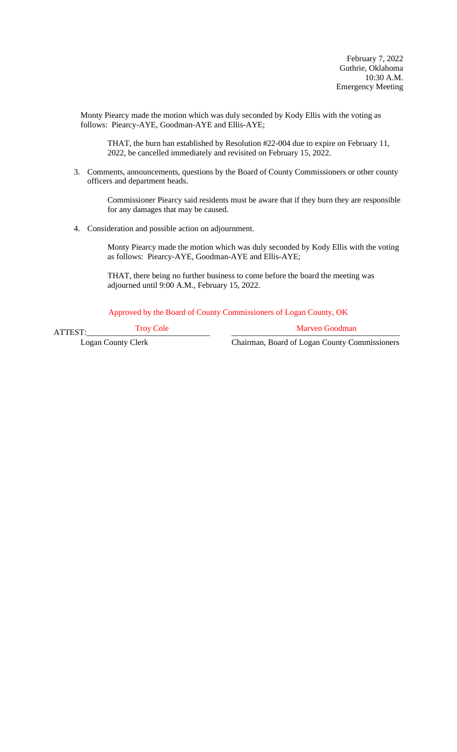February 7, 2022
Guthrie, Oklahoma
10:30 A.M.
Emergency Meeting

Monty Piearcy made the motion which was duly seconded by Kody Ellis with the voting as follows: Piearcy-AYE, Goodman-AYE and Ellis-AYE;

THAT, the burn ban established by Resolution #22-004 due to expire on February 11, 2022, be cancelled immediately and revisited on February 15, 2022.

3. Comments, announcements, questions by the Board of County Commissioners or other county officers and department heads.

   Commissioner Piearcy said residents must be aware that if they burn they are responsible for any damages that may be caused.

4. Consideration and possible action on adjournment.

   Monty Piearcy made the motion which was duly seconded by Kody Ellis with the voting as follows: Piearcy-AYE, Goodman-AYE and Ellis-AYE;

   THAT, there being no further business to come before the board the meeting was adjourned until 9:00 A.M., February 15, 2022.

Approved by the Board of County Commissioners of Logan County, OK

ATTEST: Troy Cole
Logan County Clerk

Marven Goodman
Chairman, Board of Logan County Commissioners